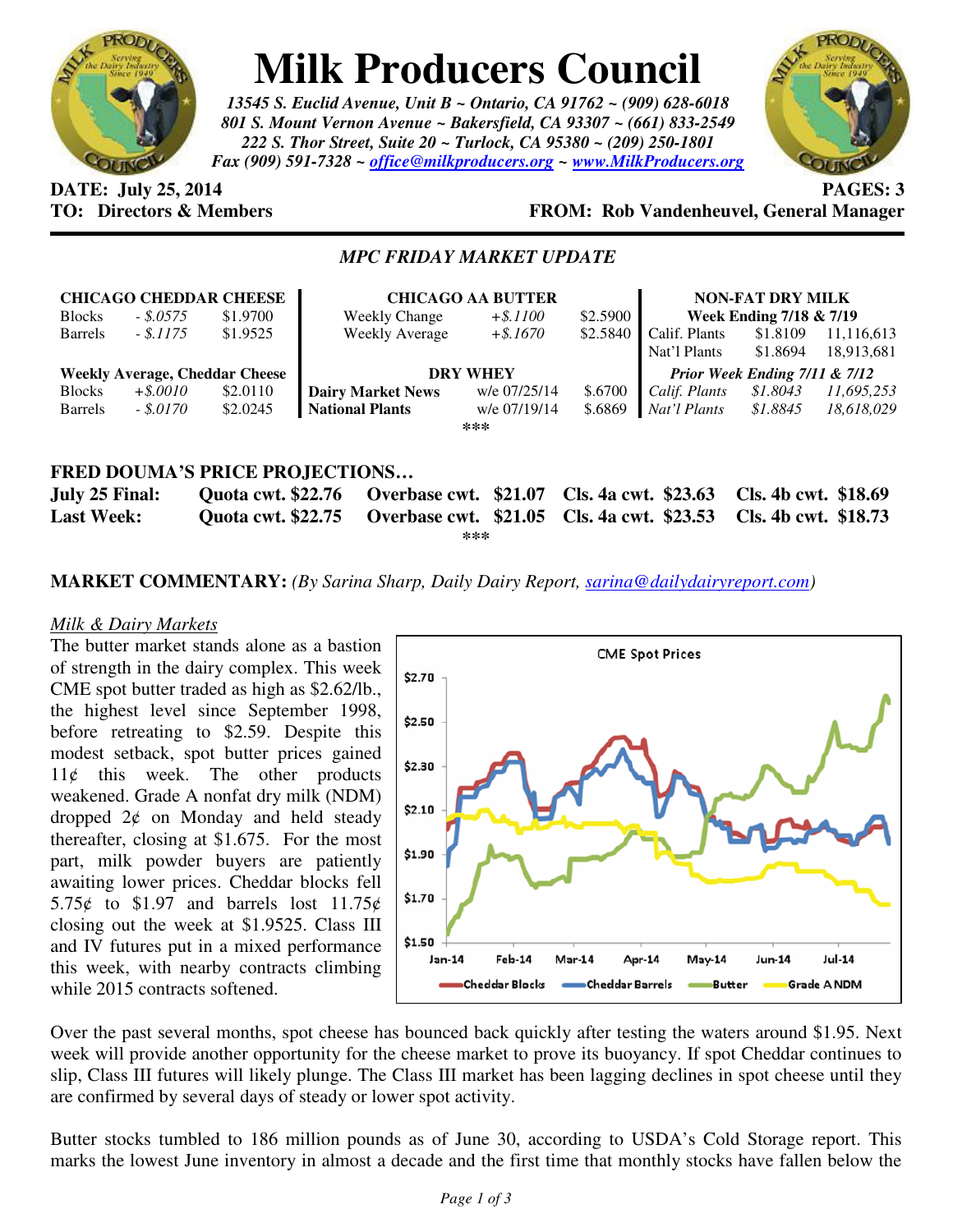# Milk Producers Council

***13545 S. Euclid Avenue, Unit B ~ Ontario, CA 91762 ~ (909) 628-6018***
***801 S. Mount Vernon Avenue ~ Bakersfield, CA 93307 ~ (661) 833-2549***
***222 S. Thor Street, Suite 20 ~ Turlock, CA 95380 ~ (209) 250-1801***
***Fax (909) 591-7328 ~ office@milkproducers.org ~ www.MilkProducers.org***

**DATE: July 25, 2014** **PAGES: 3**
**TO: Directors & Members** **FROM: Rob Vandenheuvel, General Manager**

## *MPC FRIDAY MARKET UPDATE*

| **CHICAGO CHEDDAR CHEESE** | | | **CHICAGO AA BUTTER** | | | **NON-FAT DRY MILK** | | |
|---|---|---|---|---|---|---|---|---|
| Blocks | *- $.0575* | $1.9700 | Weekly Change | *+$.1100* | $2.5900 | **Week Ending 7/18 & 7/19** | | |
| Barrels | *- $.1175* | $1.9525 | Weekly Average | *+$.1670* | $2.5840 | Calif. Plants | $1.8109 | 11,116,613 |
| | | | | | | Nat'l Plants | $1.8694 | 18,913,681 |
| **Weekly Average, Cheddar Cheese** | | | **DRY WHEY** | | | ***Prior Week Ending 7/11 & 7/12*** | | |
| Blocks | *+$.0010* | $2.0110 | **Dairy Market News** | w/e 07/25/14 | $.6700 | *Calif. Plants* | *$1.8043* | *11,695,253* |
| Barrels | *- $.0170* | $2.0245 | **National Plants** | w/e 07/19/14 | $.6869 | *Nat'l Plants* | *$1.8845* | *18,618,029* |

\*\*\*

### FRED DOUMA'S PRICE PROJECTIONS…

| | | | | |
|---|---|---|---|---|
| **July 25 Final:** | **Quota cwt. $22.76** | **Overbase cwt. $21.07** | **Cls. 4a cwt. $23.63** | **Cls. 4b cwt. $18.69** |
| **Last Week:** | **Quota cwt. $22.75** | **Overbase cwt. $21.05** | **Cls. 4a cwt. $23.53** | **Cls. 4b cwt. $18.73** |

\*\*\*

**MARKET COMMENTARY:** *(By Sarina Sharp, Daily Dairy Report, sarina@dailydairyreport.com)*

*Milk & Dairy Markets*

The butter market stands alone as a bastion of strength in the dairy complex. This week CME spot butter traded as high as $2.62/lb., the highest level since September 1998, before retreating to $2.59. Despite this modest setback, spot butter prices gained 11¢ this week. The other products weakened. Grade A nonfat dry milk (NDM) dropped 2¢ on Monday and held steady thereafter, closing at $1.675. For the most part, milk powder buyers are patiently awaiting lower prices. Cheddar blocks fell 5.75¢ to $1.97 and barrels lost 11.75¢ closing out the week at $1.9525. Class III and IV futures put in a mixed performance this week, with nearby contracts climbing while 2015 contracts softened.

Over the past several months, spot cheese has bounced back quickly after testing the waters around $1.95. Next week will provide another opportunity for the cheese market to prove its buoyancy. If spot Cheddar continues to slip, Class III futures will likely plunge. The Class III market has been lagging declines in spot cheese until they are confirmed by several days of steady or lower spot activity.

Butter stocks tumbled to 186 million pounds as of June 30, according to USDA's Cold Storage report. This marks the lowest June inventory in almost a decade and the first time that monthly stocks have fallen below the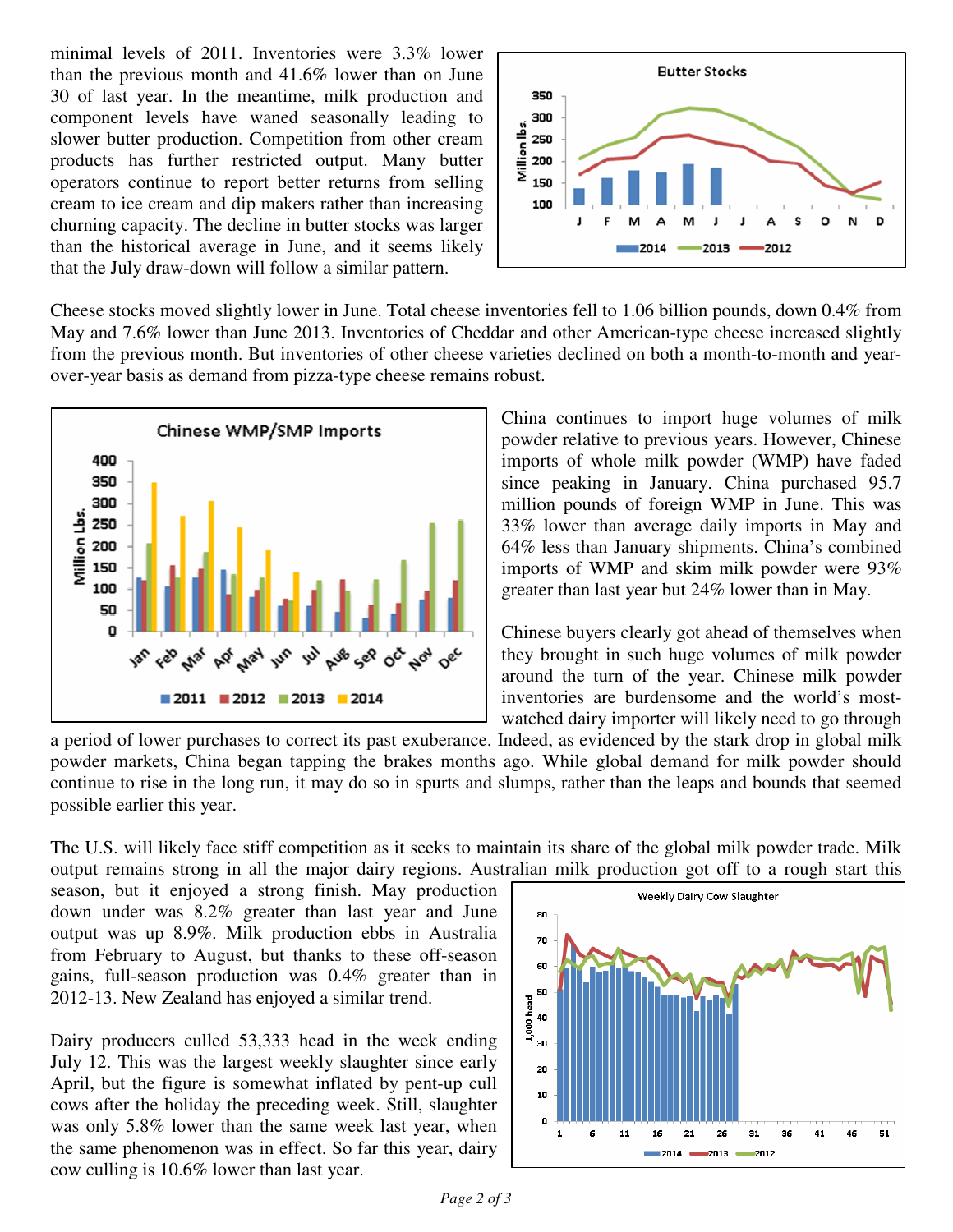minimal levels of 2011. Inventories were 3.3% lower than the previous month and 41.6% lower than on June 30 of last year. In the meantime, milk production and component levels have waned seasonally leading to slower butter production. Competition from other cream products has further restricted output. Many butter operators continue to report better returns from selling cream to ice cream and dip makers rather than increasing churning capacity. The decline in butter stocks was larger than the historical average in June, and it seems likely that the July draw-down will follow a similar pattern.

Cheese stocks moved slightly lower in June. Total cheese inventories fell to 1.06 billion pounds, down 0.4% from May and 7.6% lower than June 2013. Inventories of Cheddar and other American-type cheese increased slightly from the previous month. But inventories of other cheese varieties declined on both a month-to-month and year-over-year basis as demand from pizza-type cheese remains robust.

China continues to import huge volumes of milk powder relative to previous years. However, Chinese imports of whole milk powder (WMP) have faded since peaking in January. China purchased 95.7 million pounds of foreign WMP in June. This was 33% lower than average daily imports in May and 64% less than January shipments. China's combined imports of WMP and skim milk powder were 93% greater than last year but 24% lower than in May.

Chinese buyers clearly got ahead of themselves when they brought in such huge volumes of milk powder around the turn of the year. Chinese milk powder inventories are burdensome and the world's most-watched dairy importer will likely need to go through a period of lower purchases to correct its past exuberance. Indeed, as evidenced by the stark drop in global milk powder markets, China began tapping the brakes months ago. While global demand for milk powder should continue to rise in the long run, it may do so in spurts and slumps, rather than the leaps and bounds that seemed possible earlier this year.

The U.S. will likely face stiff competition as it seeks to maintain its share of the global milk powder trade. Milk output remains strong in all the major dairy regions. Australian milk production got off to a rough start this season, but it enjoyed a strong finish. May production down under was 8.2% greater than last year and June output was up 8.9%. Milk production ebbs in Australia from February to August, but thanks to these off-season gains, full-season production was 0.4% greater than in 2012-13. New Zealand has enjoyed a similar trend.

Dairy producers culled 53,333 head in the week ending July 12. This was the largest weekly slaughter since early April, but the figure is somewhat inflated by pent-up cull cows after the holiday the preceding week. Still, slaughter was only 5.8% lower than the same week last year, when the same phenomenon was in effect. So far this year, dairy cow culling is 10.6% lower than last year.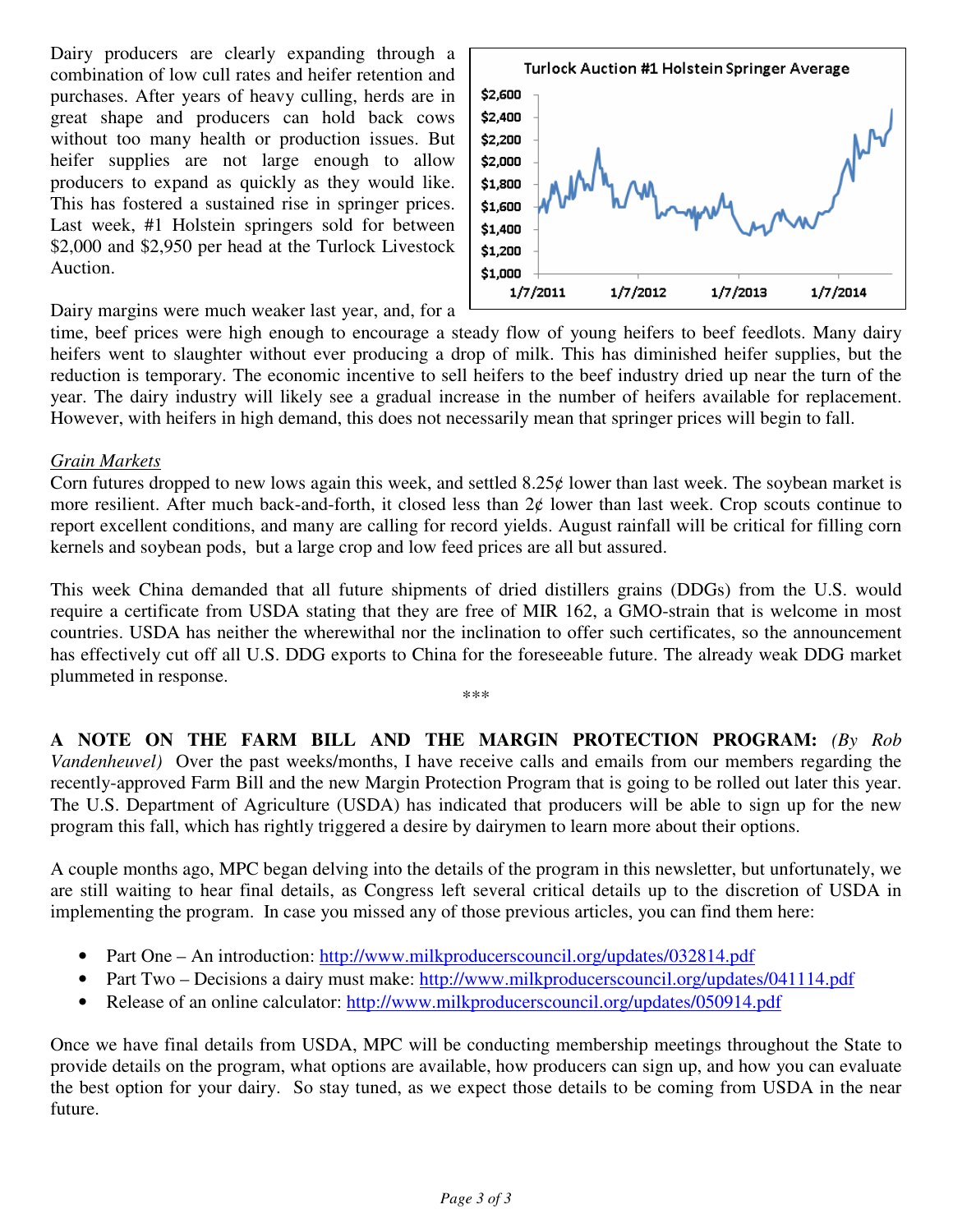Dairy producers are clearly expanding through a combination of low cull rates and heifer retention and purchases. After years of heavy culling, herds are in great shape and producers can hold back cows without too many health or production issues. But heifer supplies are not large enough to allow producers to expand as quickly as they would like. This has fostered a sustained rise in springer prices. Last week, #1 Holstein springers sold for between $2,000 and $2,950 per head at the Turlock Livestock Auction.

Turlock Auction #1 Holstein Springer Average

$2,600
$2,400
$2,200
$2,000
$1,800
$1,600
$1,400
$1,200
$1,000

1/7/2011 1/7/2012 1/7/2013 1/7/2014

Dairy margins were much weaker last year, and, for a time, beef prices were high enough to encourage a steady flow of young heifers to beef feedlots. Many dairy heifers went to slaughter without ever producing a drop of milk. This has diminished heifer supplies, but the reduction is temporary. The economic incentive to sell heifers to the beef industry dried up near the turn of the year. The dairy industry will likely see a gradual increase in the number of heifers available for replacement. However, with heifers in high demand, this does not necessarily mean that springer prices will begin to fall.

*Grain Markets*

Corn futures dropped to new lows again this week, and settled 8.25¢ lower than last week. The soybean market is more resilient. After much back-and-forth, it closed less than 2¢ lower than last week. Crop scouts continue to report excellent conditions, and many are calling for record yields. August rainfall will be critical for filling corn kernels and soybean pods, but a large crop and low feed prices are all but assured.

This week China demanded that all future shipments of dried distillers grains (DDGs) from the U.S. would require a certificate from USDA stating that they are free of MIR 162, a GMO-strain that is welcome in most countries. USDA has neither the wherewithal nor the inclination to offer such certificates, so the announcement has effectively cut off all U.S. DDG exports to China for the foreseeable future. The already weak DDG market plummeted in response.

***

**A NOTE ON THE FARM BILL AND THE MARGIN PROTECTION PROGRAM:** *(By Rob Vandenheuvel)* Over the past weeks/months, I have receive calls and emails from our members regarding the recently-approved Farm Bill and the new Margin Protection Program that is going to be rolled out later this year. The U.S. Department of Agriculture (USDA) has indicated that producers will be able to sign up for the new program this fall, which has rightly triggered a desire by dairymen to learn more about their options.

A couple months ago, MPC began delving into the details of the program in this newsletter, but unfortunately, we are still waiting to hear final details, as Congress left several critical details up to the discretion of USDA in implementing the program. In case you missed any of those previous articles, you can find them here:

- Part One – An introduction: http://www.milkproducerscouncil.org/updates/032814.pdf
- Part Two – Decisions a dairy must make: http://www.milkproducerscouncil.org/updates/041114.pdf
- Release of an online calculator: http://www.milkproducerscouncil.org/updates/050914.pdf

Once we have final details from USDA, MPC will be conducting membership meetings throughout the State to provide details on the program, what options are available, how producers can sign up, and how you can evaluate the best option for your dairy. So stay tuned, as we expect those details to be coming from USDA in the near future.